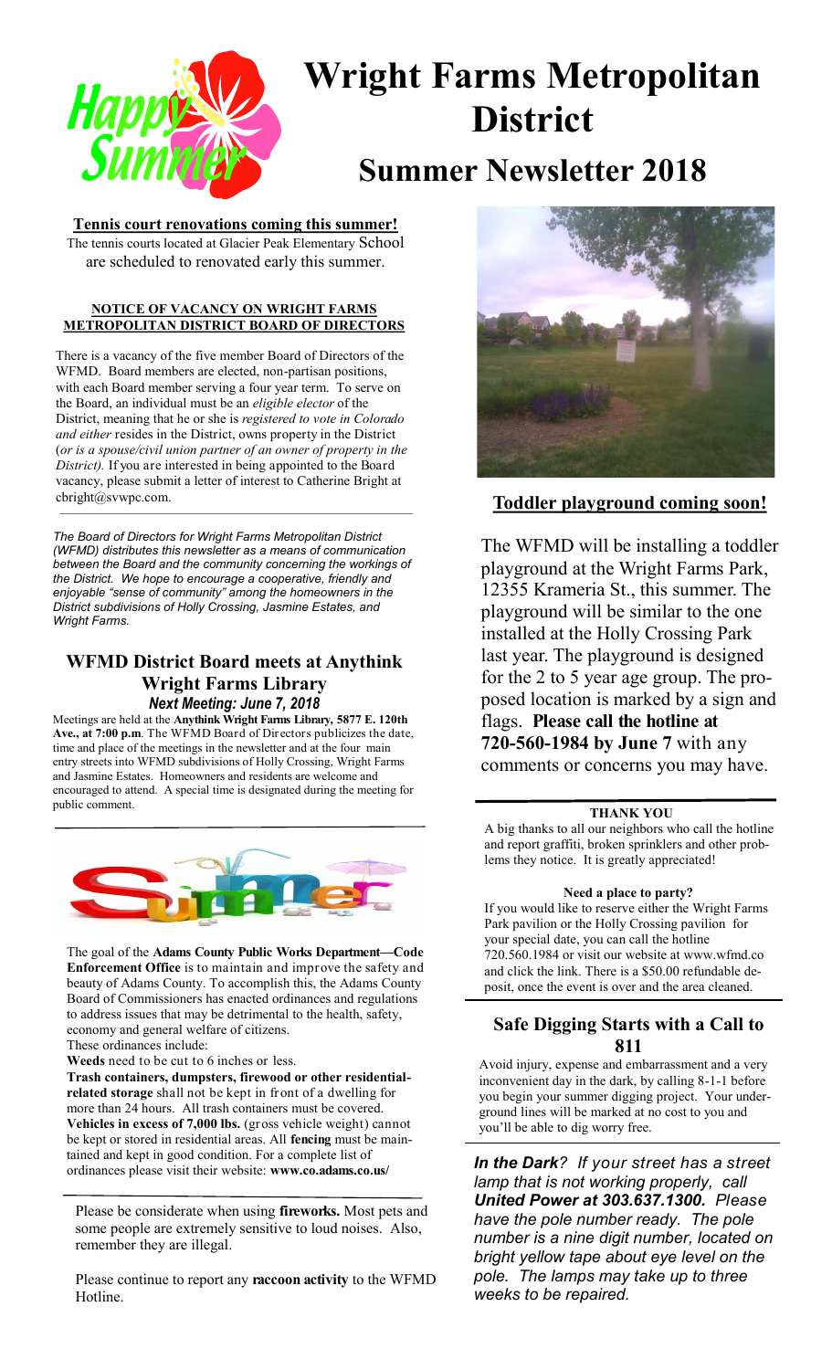# Wright Farms Metropolitan District

## Summer Newsletter 2018

**Tennis court renovations coming this summer!**

The tennis courts located at Glacier Peak Elementary School are scheduled to renovated early this summer.

**NOTICE OF VACANCY ON WRIGHT FARMS METROPOLITAN DISTRICT BOARD OF DIRECTORS**

There is a vacancy of the five member Board of Directors of the WFMD. Board members are elected, non-partisan positions, with each Board member serving a four year term. To serve on the Board, an individual must be an *eligible elector* of the District, meaning that he or she is *registered to vote in Colorado and either* resides in the District, owns property in the District (*or is a spouse/civil union partner of an owner of property in the District).* If you are interested in being appointed to the Board vacancy, please submit a letter of interest to Catherine Bright at cbright@svwpc.com.

*The Board of Directors for Wright Farms Metropolitan District (WFMD) distributes this newsletter as a means of communication between the Board and the community concerning the workings of the District. We hope to encourage a cooperative, friendly and enjoyable "sense of community" among the homeowners in the District subdivisions of Holly Crossing, Jasmine Estates, and Wright Farms.*

## WFMD District Board meets at Anythink Wright Farms Library

***Next Meeting: June 7, 2018***

Meetings are held at the **Anythink Wright Farms Library, 5877 E. 120th Ave., at 7:00 p.m**. The WFMD Board of Directors publicizes the date, time and place of the meetings in the newsletter and at the four main entry streets into WFMD subdivisions of Holly Crossing, Wright Farms and Jasmine Estates. Homeowners and residents are welcome and encouraged to attend. A special time is designated during the meeting for public comment.

The goal of the **Adams County Public Works Department—Code Enforcement Office** is to maintain and improve the safety and beauty of Adams County. To accomplish this, the Adams County Board of Commissioners has enacted ordinances and regulations to address issues that may be detrimental to the health, safety, economy and general welfare of citizens.

These ordinances include:

**Weeds** need to be cut to 6 inches or less.

**Trash containers, dumpsters, firewood or other residential-related storage** shall not be kept in front of a dwelling for more than 24 hours. All trash containers must be covered.

**Vehicles in excess of 7,000 lbs.** (gross vehicle weight) cannot be kept or stored in residential areas. All **fencing** must be maintained and kept in good condition. For a complete list of ordinances please visit their website: **www.co.adams.co.us/**

Please be considerate when using **fireworks.** Most pets and some people are extremely sensitive to loud noises. Also, remember they are illegal.

Please continue to report any **raccoon activity** to the WFMD Hotline.

**Toddler playground coming soon!**

The WFMD will be installing a toddler playground at the Wright Farms Park, 12355 Krameria St., this summer. The playground will be similar to the one installed at the Holly Crossing Park last year. The playground is designed for the 2 to 5 year age group. The proposed location is marked by a sign and flags. **Please call the hotline at 720-560-1984 by June 7** with any comments or concerns you may have.

**THANK YOU**

A big thanks to all our neighbors who call the hotline and report graffiti, broken sprinklers and other problems they notice. It is greatly appreciated!

**Need a place to party?**

If you would like to reserve either the Wright Farms Park pavilion or the Holly Crossing pavilion for your special date, you can call the hotline 720.560.1984 or visit our website at www.wfmd.co and click the link. There is a $50.00 refundable deposit, once the event is over and the area cleaned.

## Safe Digging Starts with a Call to 811

Avoid injury, expense and embarrassment and a very inconvenient day in the dark, by calling 8-1-1 before you begin your summer digging project. Your underground lines will be marked at no cost to you and you'll be able to dig worry free.

***In the Dark****? If your street has a street lamp that is not working properly, call* ***United Power at 303.637.1300.*** *Please have the pole number ready. The pole number is a nine digit number, located on bright yellow tape about eye level on the pole. The lamps may take up to three weeks to be repaired.*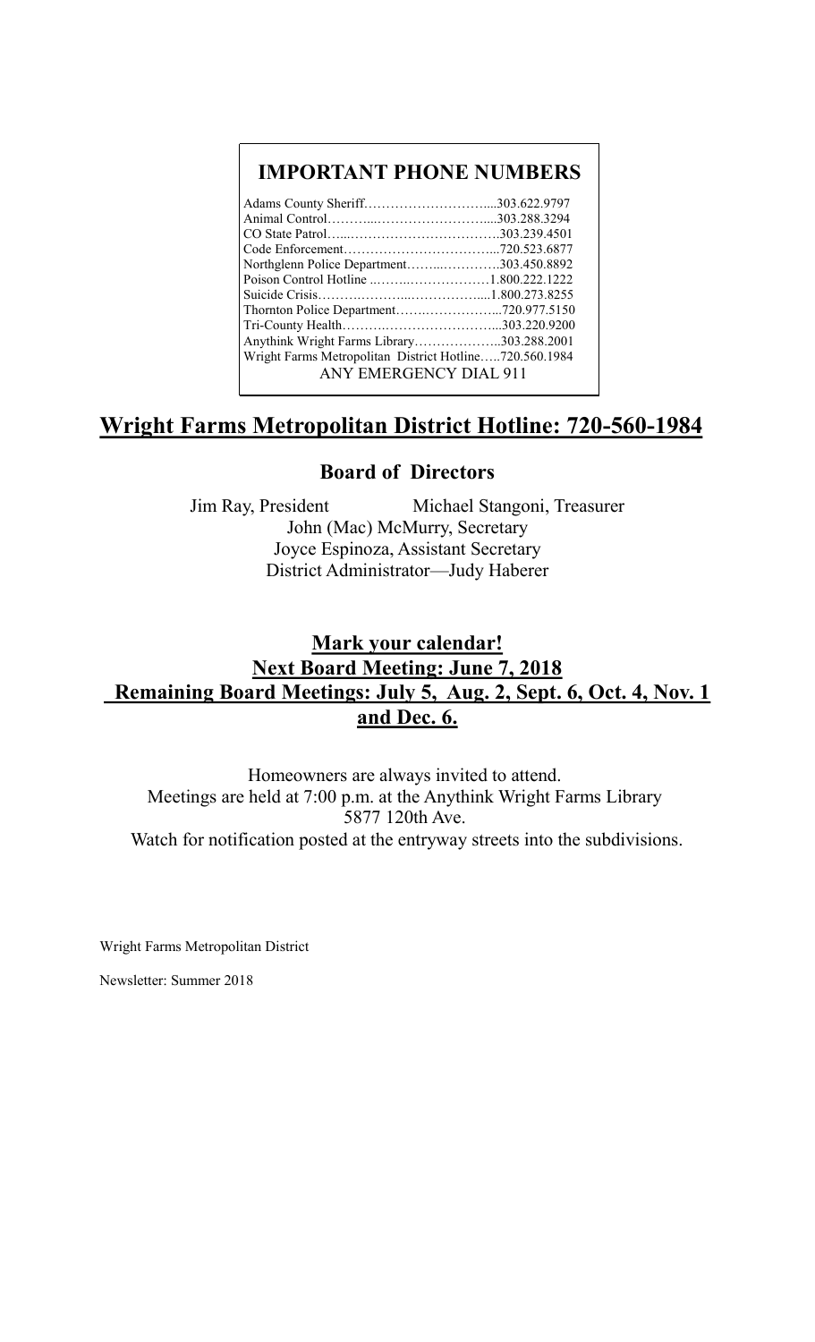## IMPORTANT PHONE NUMBERS

| | |
|---|---|
| Adams County Sheriff | 303.622.9797 |
| Animal Control | 303.288.3294 |
| CO State Patrol | 303.239.4501 |
| Code Enforcement | 720.523.6877 |
| Northglenn Police Department | 303.450.8892 |
| Poison Control Hotline | 1.800.222.1222 |
| Suicide Crisis | 1.800.273.8255 |
| Thornton Police Department | 720.977.5150 |
| Tri-County Health | 303.220.9200 |
| Anythink Wright Farms Library | 303.288.2001 |
| Wright Farms Metropolitan District Hotline | 720.560.1984 |

ANY EMERGENCY DIAL 911

## Wright Farms Metropolitan District Hotline: 720-560-1984

### Board of Directors

Jim Ray, President  
Michael Stangoni, Treasurer  
John (Mac) McMurry, Secretary  
Joyce Espinoza, Assistant Secretary  
District Administrator—Judy Haberer

## Mark your calendar!
## Next Board Meeting: June 7, 2018
## Remaining Board Meetings: July 5, Aug. 2, Sept. 6, Oct. 4, Nov. 1 and Dec. 6.

Homeowners are always invited to attend.  
Meetings are held at 7:00 p.m. at the Anythink Wright Farms Library  
5877 120th Ave.  
Watch for notification posted at the entryway streets into the subdivisions.

Wright Farms Metropolitan District

Newsletter: Summer 2018